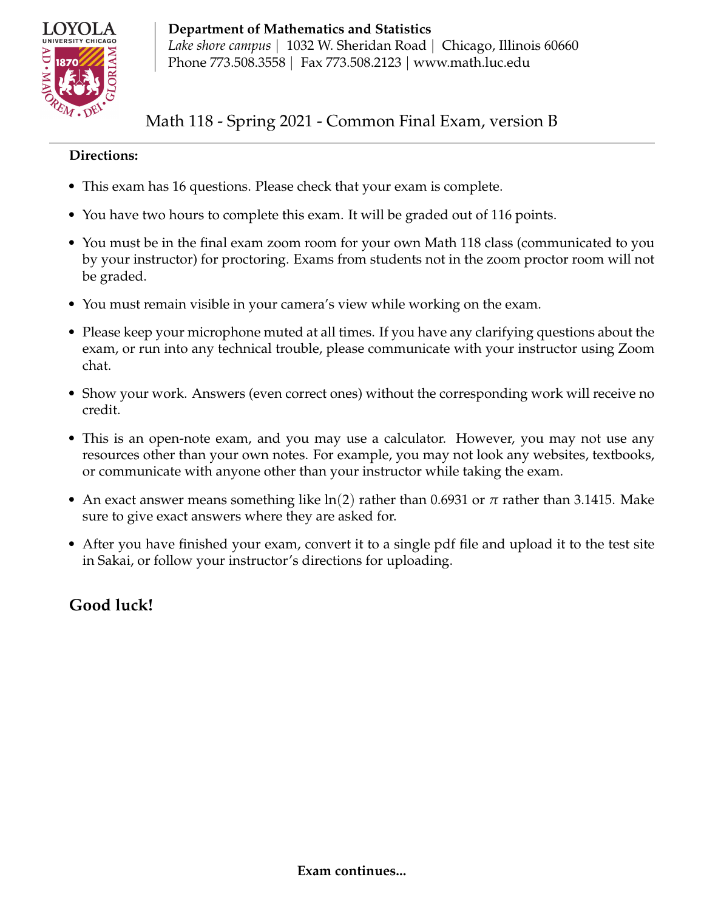**Department of Mathematics and Statistics**
*Lake shore campus* | 1032 W. Sheridan Road | Chicago, Illinois 60660
Phone 773.508.3558 | Fax 773.508.2123 | www.math.luc.edu

# Math 118 - Spring 2021 - Common Final Exam, version B

**Directions:**

- This exam has 16 questions. Please check that your exam is complete.
- You have two hours to complete this exam. It will be graded out of 116 points.
- You must be in the final exam zoom room for your own Math 118 class (communicated to you by your instructor) for proctoring. Exams from students not in the zoom proctor room will not be graded.
- You must remain visible in your camera's view while working on the exam.
- Please keep your microphone muted at all times. If you have any clarifying questions about the exam, or run into any technical trouble, please communicate with your instructor using Zoom chat.
- Show your work. Answers (even correct ones) without the corresponding work will receive no credit.
- This is an open-note exam, and you may use a calculator. However, you may not use any resources other than your own notes. For example, you may not look any websites, textbooks, or communicate with anyone other than your instructor while taking the exam.
- An exact answer means something like $\ln(2)$ rather than 0.6931 or $\pi$ rather than 3.1415. Make sure to give exact answers where they are asked for.
- After you have finished your exam, convert it to a single pdf file and upload it to the test site in Sakai, or follow your instructor's directions for uploading.

## Good luck!

**Exam continues...**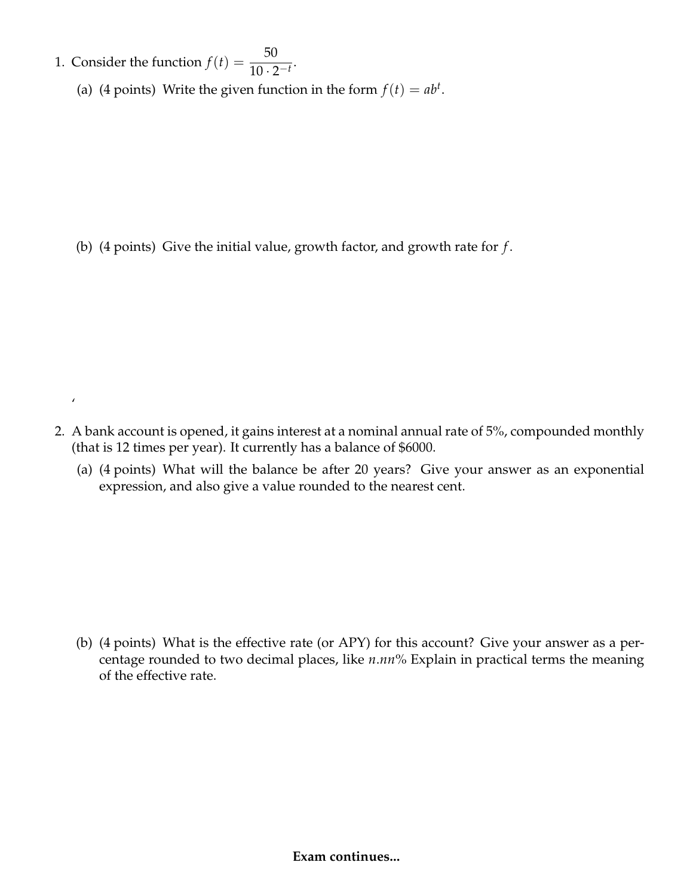1. Consider the function $f(t) = \dfrac{50}{10 \cdot 2^{-t}}$.

   (a) (4 points) Write the given function in the form $f(t) = ab^t$.

   (b) (4 points) Give the initial value, growth factor, and growth rate for $f$.

2. A bank account is opened, it gains interest at a nominal annual rate of 5%, compounded monthly (that is 12 times per year). It currently has a balance of \$6000.

   (a) (4 points) What will the balance be after 20 years? Give your answer as an exponential expression, and also give a value rounded to the nearest cent.

   (b) (4 points) What is the effective rate (or APY) for this account? Give your answer as a percentage rounded to two decimal places, like $n.nn\%$ Explain in practical terms the meaning of the effective rate.

**Exam continues...**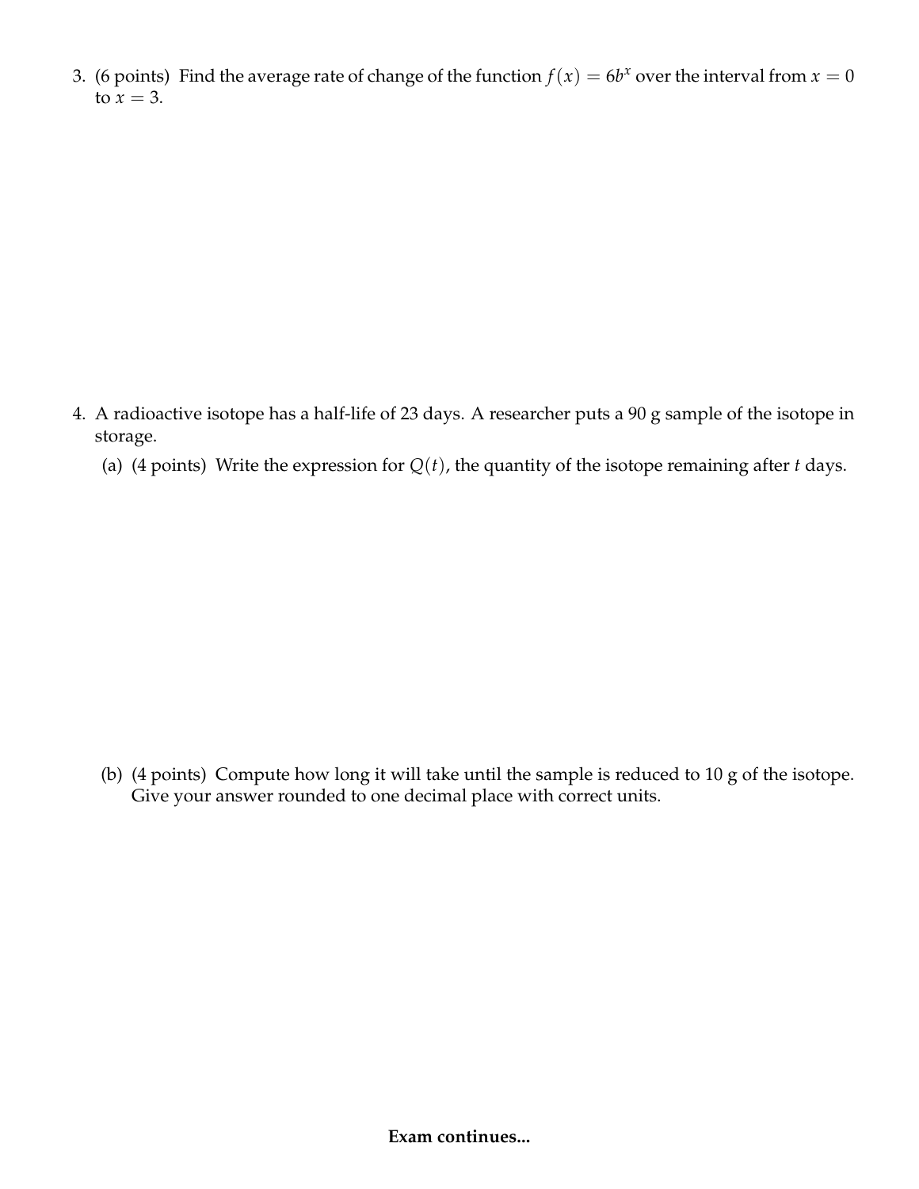3. (6 points) Find the average rate of change of the function $f(x) = 6b^x$ over the interval from $x = 0$ to $x = 3$.

4. A radioactive isotope has a half-life of 23 days. A researcher puts a 90 g sample of the isotope in storage.

   (a) (4 points) Write the expression for $Q(t)$, the quantity of the isotope remaining after $t$ days.

   (b) (4 points) Compute how long it will take until the sample is reduced to 10 g of the isotope. Give your answer rounded to one decimal place with correct units.

**Exam continues...**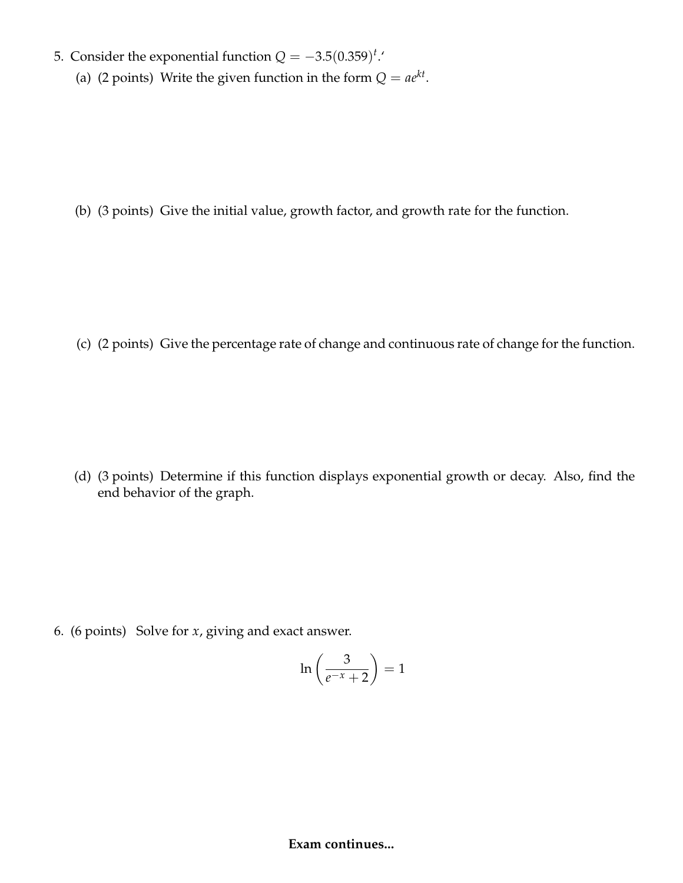5. Consider the exponential function $Q = -3.5(0.359)^t$.'

   (a) (2 points) Write the given function in the form $Q = ae^{kt}$.

   (b) (3 points) Give the initial value, growth factor, and growth rate for the function.

   (c) (2 points) Give the percentage rate of change and continuous rate of change for the function.

   (d) (3 points) Determine if this function displays exponential growth or decay. Also, find the end behavior of the graph.

6. (6 points) Solve for $x$, giving and exact answer.

$$\ln\left(\frac{3}{e^{-x}+2}\right) = 1$$

**Exam continues...**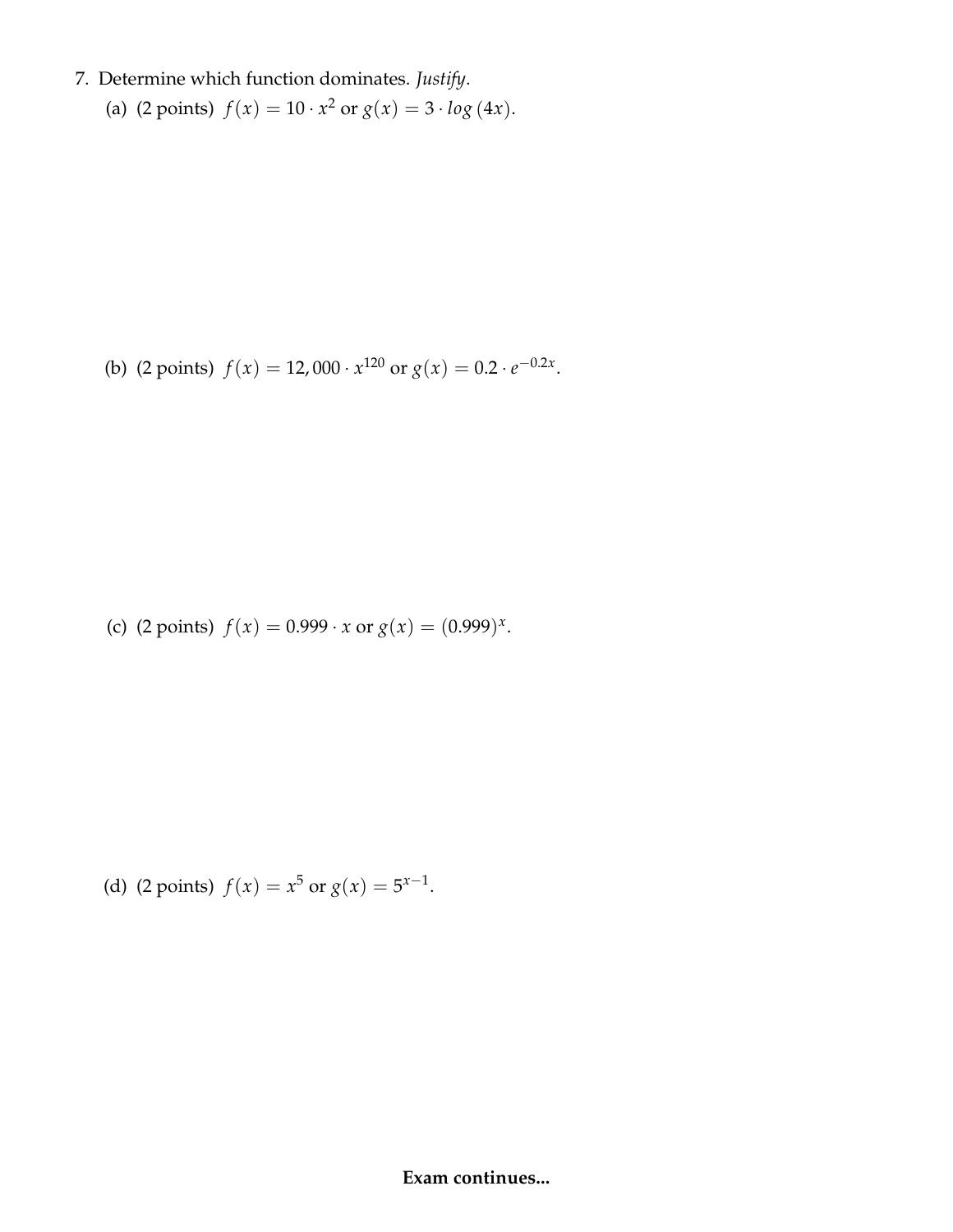7. Determine which function dominates. *Justify*.

   (a) (2 points) $f(x) = 10 \cdot x^2$ or $g(x) = 3 \cdot log\,(4x)$.

   (b) (2 points) $f(x) = 12,000 \cdot x^{120}$ or $g(x) = 0.2 \cdot e^{-0.2x}$.

   (c) (2 points) $f(x) = 0.999 \cdot x$ or $g(x) = (0.999)^x$.

   (d) (2 points) $f(x) = x^5$ or $g(x) = 5^{x-1}$.

**Exam continues...**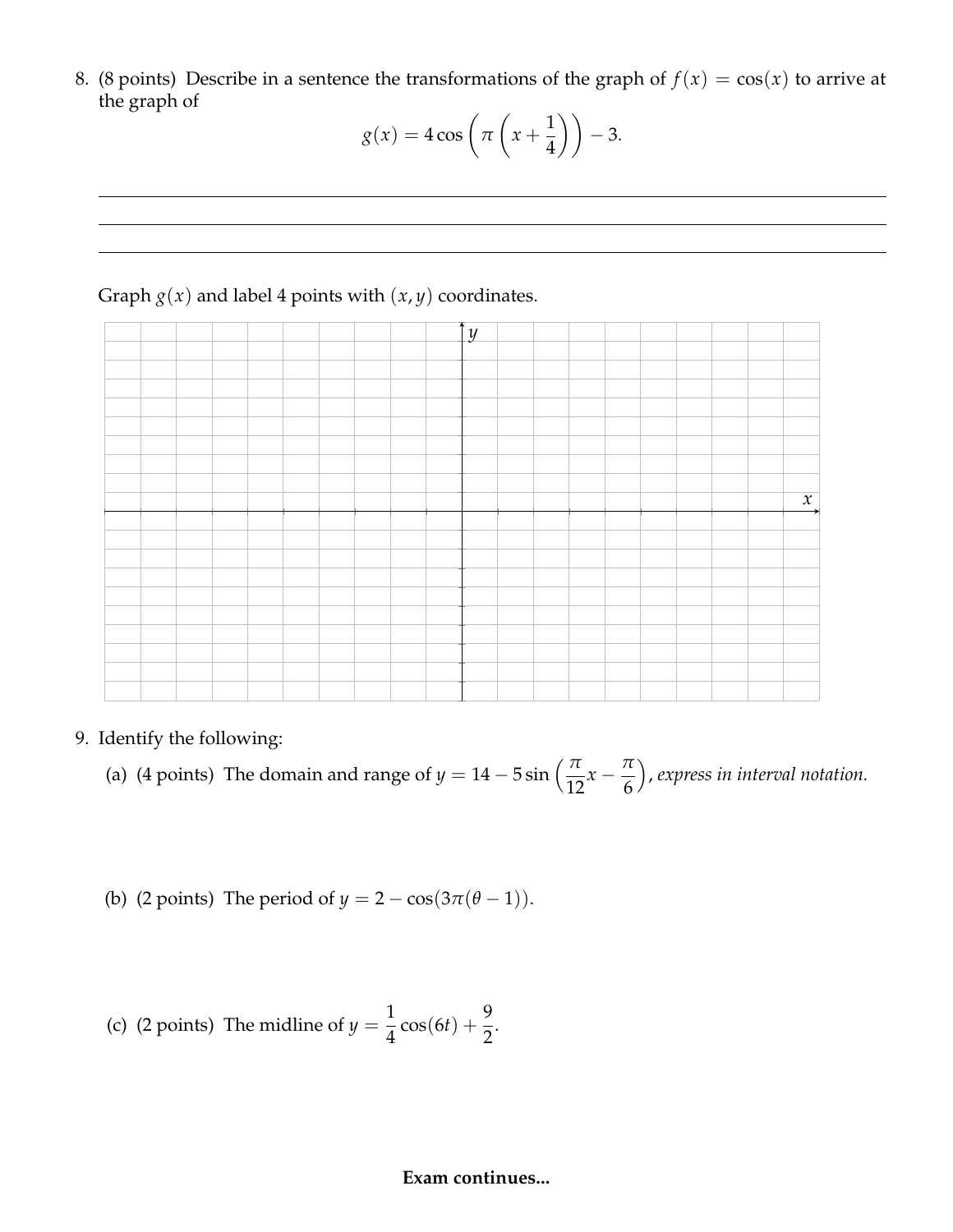8. (8 points) Describe in a sentence the transformations of the graph of $f(x) = \cos(x)$ to arrive at the graph of

$$g(x) = 4\cos\left(\pi\left(x + \frac{1}{4}\right)\right) - 3.$$

______________________________________________________________________

______________________________________________________________________

______________________________________________________________________

Graph $g(x)$ and label 4 points with $(x, y)$ coordinates.

9. Identify the following:

   (a) (4 points) The domain and range of $y = 14 - 5\sin\left(\frac{\pi}{12}x - \frac{\pi}{6}\right)$, *express in interval notation.*

   (b) (2 points) The period of $y = 2 - \cos(3\pi(\theta - 1))$.

   (c) (2 points) The midline of $y = \frac{1}{4}\cos(6t) + \frac{9}{2}$.

**Exam continues...**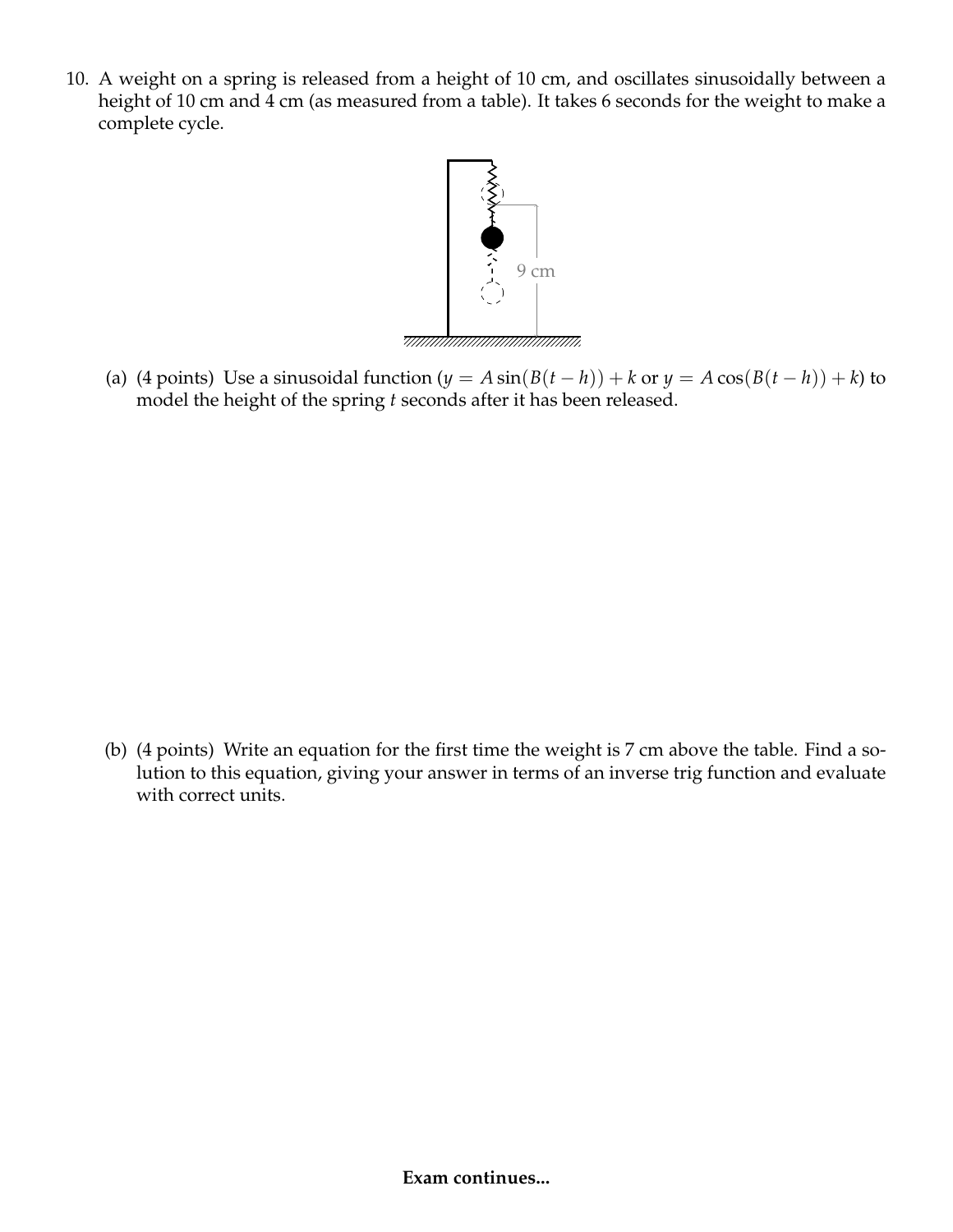10. A weight on a spring is released from a height of 10 cm, and oscillates sinusoidally between a height of 10 cm and 4 cm (as measured from a table). It takes 6 seconds for the weight to make a complete cycle.

9 cm

(a) (4 points) Use a sinusoidal function ($y = A\sin(B(t-h)) + k$ or $y = A\cos(B(t-h)) + k$) to model the height of the spring $t$ seconds after it has been released.

(b) (4 points) Write an equation for the first time the weight is 7 cm above the table. Find a solution to this equation, giving your answer in terms of an inverse trig function and evaluate with correct units.

**Exam continues...**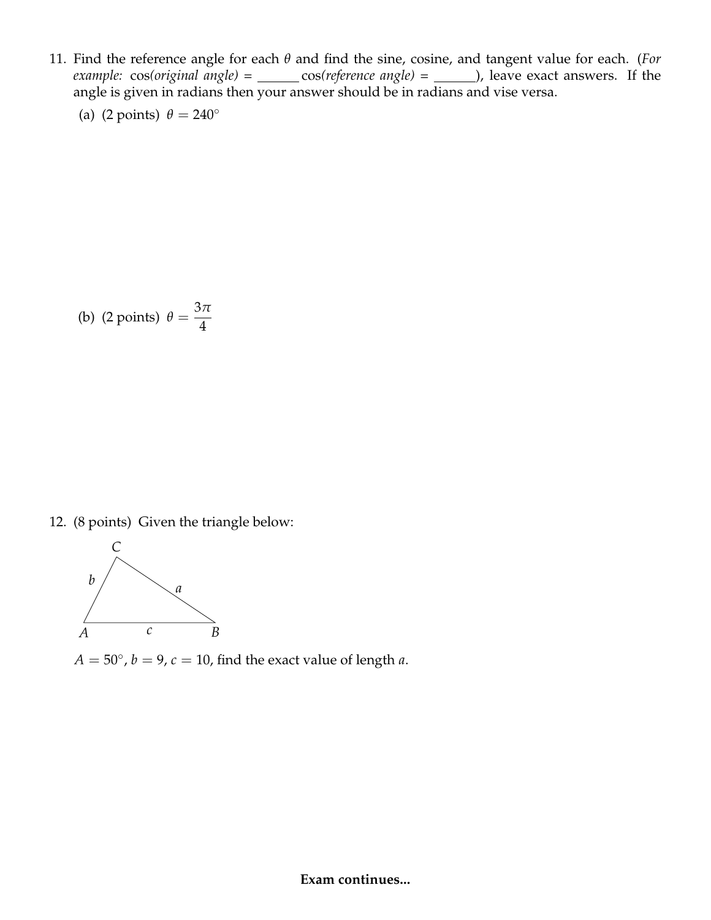11. Find the reference angle for each $\theta$ and find the sine, cosine, and tangent value for each. (*For example:* cos(*original angle*) = ______ cos(*reference angle*) = ______), leave exact answers. If the angle is given in radians then your answer should be in radians and vise versa.

   (a) (2 points) $\theta = 240^\circ$

   (b) (2 points) $\theta = \dfrac{3\pi}{4}$

12. (8 points) Given the triangle below:

   $A = 50^\circ$, $b = 9$, $c = 10$, find the exact value of length $a$.

**Exam continues...**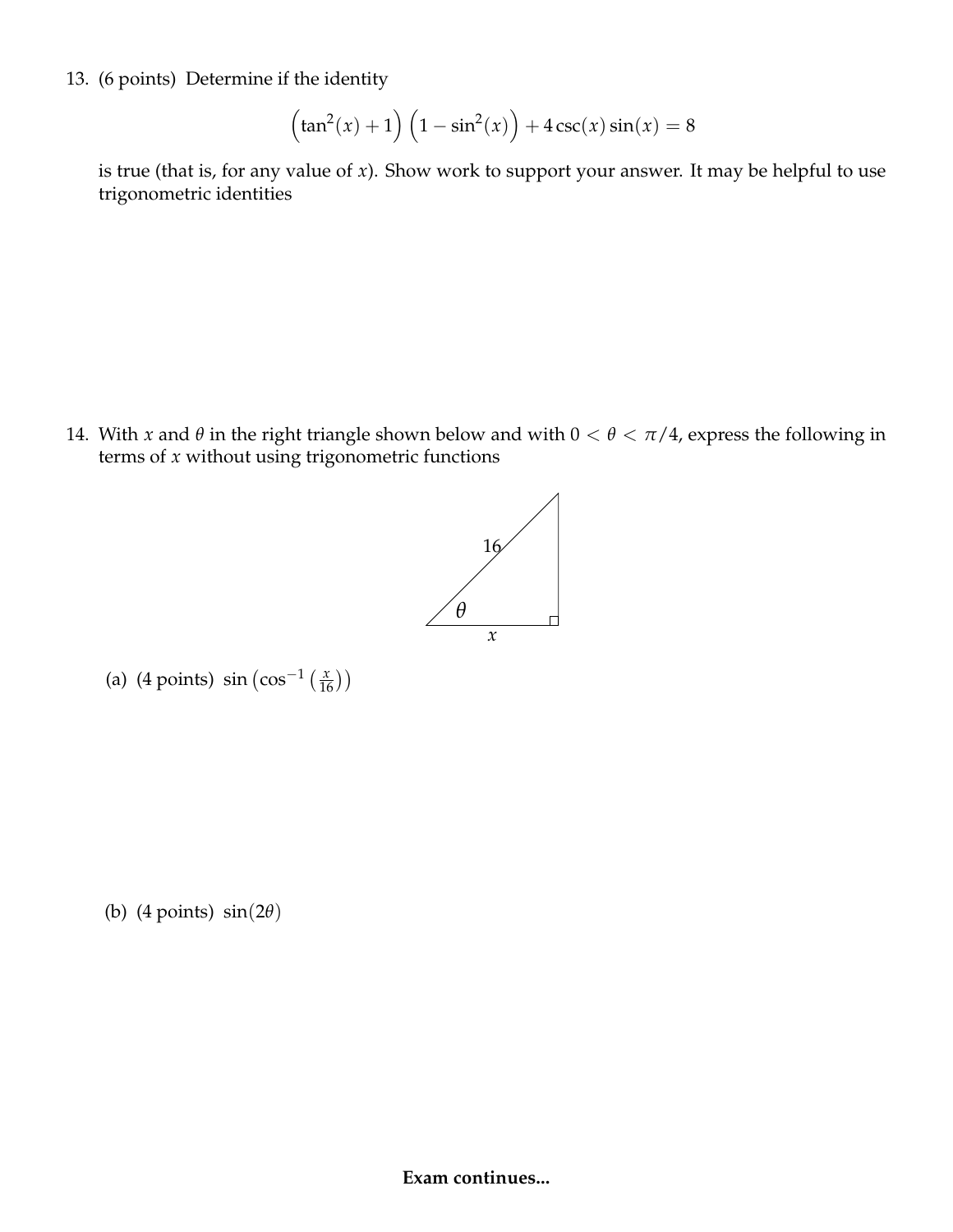13. (6 points) Determine if the identity

$$\left(\tan^2(x)+1\right)\left(1-\sin^2(x)\right)+4\csc(x)\sin(x)=8$$

is true (that is, for any value of $x$). Show work to support your answer. It may be helpful to use trigonometric identities

14. With $x$ and $\theta$ in the right triangle shown below and with $0<\theta<\pi/4$, express the following in terms of $x$ without using trigonometric functions

(a) (4 points) $\sin\left(\cos^{-1}\left(\frac{x}{16}\right)\right)$

(b) (4 points) $\sin(2\theta)$

**Exam continues...**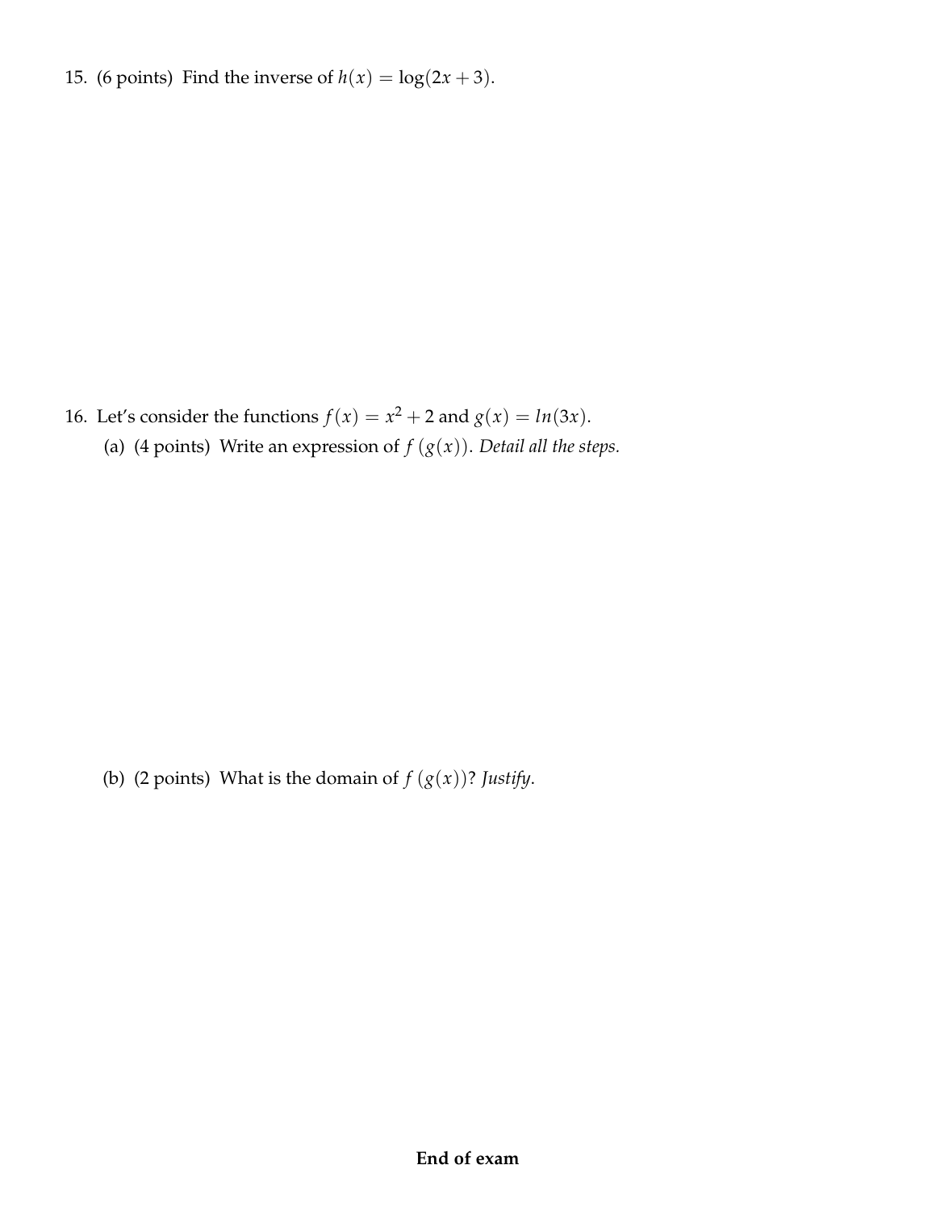15. (6 points) Find the inverse of $h(x) = \log(2x + 3)$.

16. Let's consider the functions $f(x) = x^2 + 2$ and $g(x) = ln(3x)$.

    (a) (4 points) Write an expression of $f(g(x))$. *Detail all the steps.*

    (b) (2 points) What is the domain of $f(g(x))$? *Justify.*

**End of exam**